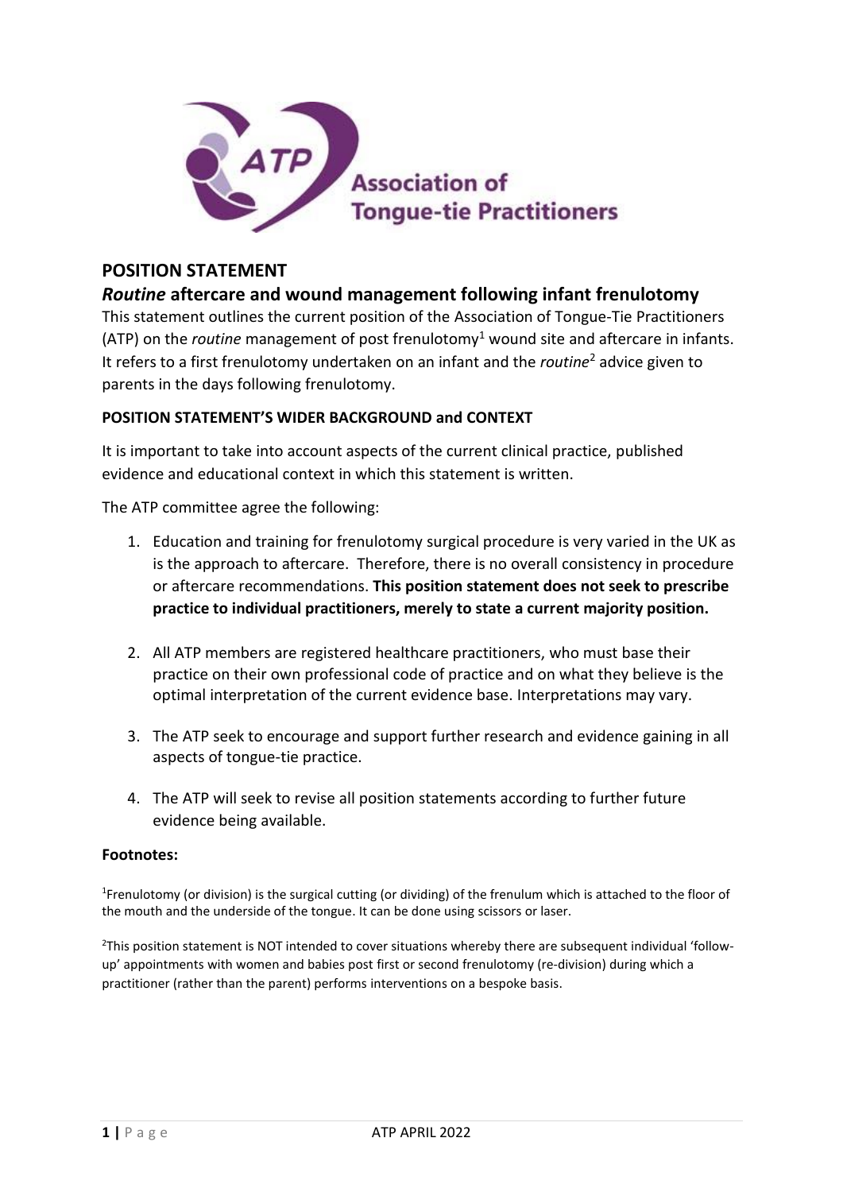Association of Tongue-tie Practitioners

## POSITION STATEMENT

### *Routine* aftercare and wound management following infant frenulotomy

This statement outlines the current position of the Association of Tongue-Tie Practitioners (ATP) on the *routine* management of post frenulotomy[1] wound site and aftercare in infants. It refers to a first frenulotomy undertaken on an infant and the *routine*[2] advice given to parents in the days following frenulotomy.

**POSITION STATEMENT'S WIDER BACKGROUND and CONTEXT**

It is important to take into account aspects of the current clinical practice, published evidence and educational context in which this statement is written.

The ATP committee agree the following:

1. Education and training for frenulotomy surgical procedure is very varied in the UK as is the approach to aftercare. Therefore, there is no overall consistency in procedure or aftercare recommendations. **This position statement does not seek to prescribe practice to individual practitioners, merely to state a current majority position.**

2. All ATP members are registered healthcare practitioners, who must base their practice on their own professional code of practice and on what they believe is the optimal interpretation of the current evidence base. Interpretations may vary.

3. The ATP seek to encourage and support further research and evidence gaining in all aspects of tongue-tie practice.

4. The ATP will seek to revise all position statements according to further future evidence being available.

**Footnotes:**

[1]Frenulotomy (or division) is the surgical cutting (or dividing) of the frenulum which is attached to the floor of the mouth and the underside of the tongue. It can be done using scissors or laser.

[2]This position statement is NOT intended to cover situations whereby there are subsequent individual 'follow-up' appointments with women and babies post first or second frenulotomy (re-division) during which a practitioner (rather than the parent) performs interventions on a bespoke basis.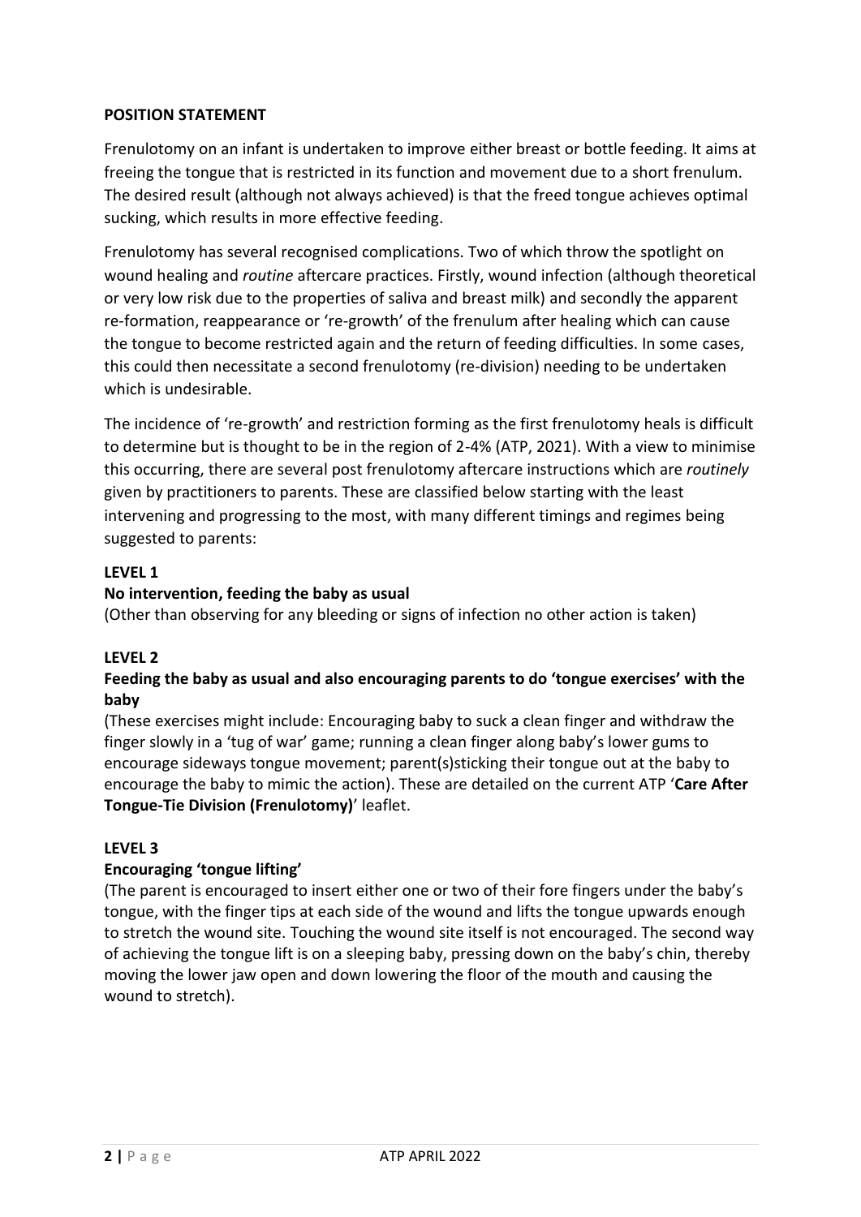**POSITION STATEMENT**

Frenulotomy on an infant is undertaken to improve either breast or bottle feeding. It aims at freeing the tongue that is restricted in its function and movement due to a short frenulum. The desired result (although not always achieved) is that the freed tongue achieves optimal sucking, which results in more effective feeding.

Frenulotomy has several recognised complications. Two of which throw the spotlight on wound healing and *routine* aftercare practices. Firstly, wound infection (although theoretical or very low risk due to the properties of saliva and breast milk) and secondly the apparent re-formation, reappearance or 're-growth' of the frenulum after healing which can cause the tongue to become restricted again and the return of feeding difficulties. In some cases, this could then necessitate a second frenulotomy (re-division) needing to be undertaken which is undesirable.

The incidence of 're-growth' and restriction forming as the first frenulotomy heals is difficult to determine but is thought to be in the region of 2-4% (ATP, 2021). With a view to minimise this occurring, there are several post frenulotomy aftercare instructions which are *routinely* given by practitioners to parents. These are classified below starting with the least intervening and progressing to the most, with many different timings and regimes being suggested to parents:

**LEVEL 1**

**No intervention, feeding the baby as usual**

(Other than observing for any bleeding or signs of infection no other action is taken)

**LEVEL 2**

**Feeding the baby as usual and also encouraging parents to do 'tongue exercises' with the baby**

(These exercises might include: Encouraging baby to suck a clean finger and withdraw the finger slowly in a 'tug of war' game; running a clean finger along baby's lower gums to encourage sideways tongue movement; parent(s)sticking their tongue out at the baby to encourage the baby to mimic the action). These are detailed on the current ATP '**Care After Tongue-Tie Division (Frenulotomy)**' leaflet.

**LEVEL 3**

**Encouraging 'tongue lifting'**

(The parent is encouraged to insert either one or two of their fore fingers under the baby's tongue, with the finger tips at each side of the wound and lifts the tongue upwards enough to stretch the wound site. Touching the wound site itself is not encouraged. The second way of achieving the tongue lift is on a sleeping baby, pressing down on the baby's chin, thereby moving the lower jaw open and down lowering the floor of the mouth and causing the wound to stretch).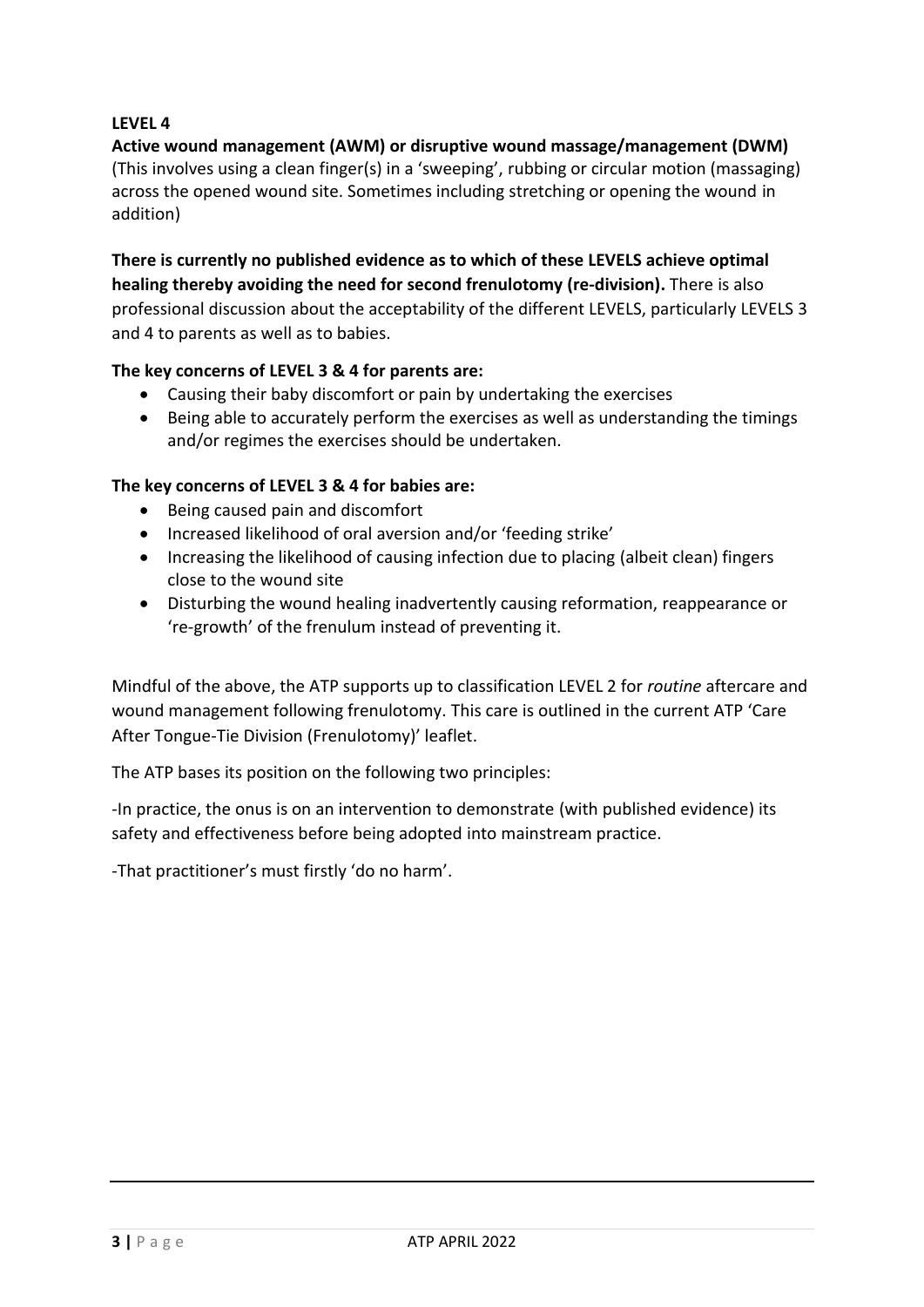**LEVEL 4**

**Active wound management (AWM) or disruptive wound massage/management (DWM)**
(This involves using a clean finger(s) in a 'sweeping', rubbing or circular motion (massaging) across the opened wound site. Sometimes including stretching or opening the wound in addition)

**There is currently no published evidence as to which of these LEVELS achieve optimal healing thereby avoiding the need for second frenulotomy (re-division).** There is also professional discussion about the acceptability of the different LEVELS, particularly LEVELS 3 and 4 to parents as well as to babies.

**The key concerns of LEVEL 3 & 4 for parents are:**

- Causing their baby discomfort or pain by undertaking the exercises
- Being able to accurately perform the exercises as well as understanding the timings and/or regimes the exercises should be undertaken.

**The key concerns of LEVEL 3 & 4 for babies are:**

- Being caused pain and discomfort
- Increased likelihood of oral aversion and/or 'feeding strike'
- Increasing the likelihood of causing infection due to placing (albeit clean) fingers close to the wound site
- Disturbing the wound healing inadvertently causing reformation, reappearance or 're-growth' of the frenulum instead of preventing it.

Mindful of the above, the ATP supports up to classification LEVEL 2 for *routine* aftercare and wound management following frenulotomy. This care is outlined in the current ATP 'Care After Tongue-Tie Division (Frenulotomy)' leaflet.

The ATP bases its position on the following two principles:

-In practice, the onus is on an intervention to demonstrate (with published evidence) its safety and effectiveness before being adopted into mainstream practice.

-That practitioner's must firstly 'do no harm'.